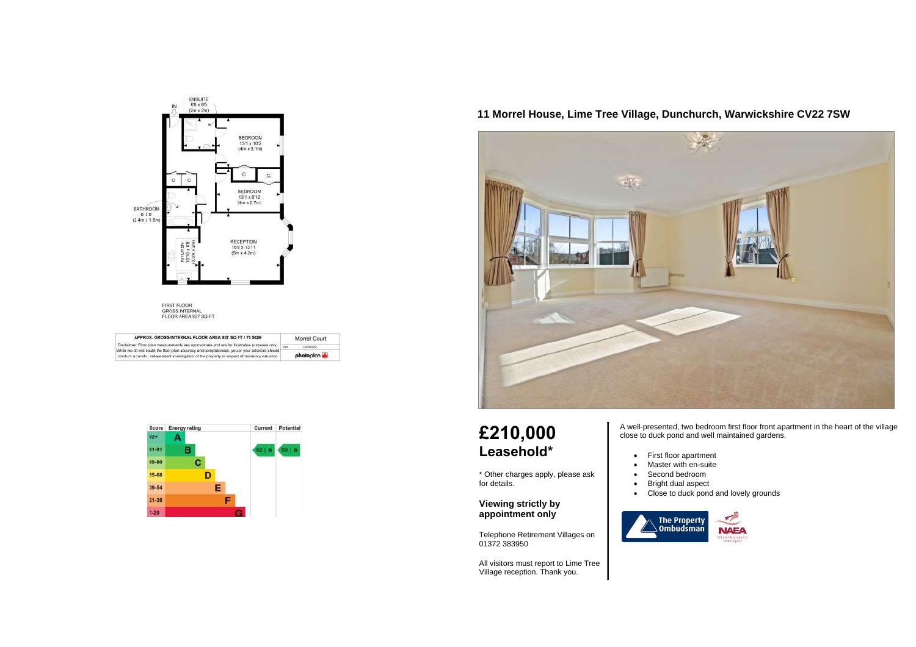ENSUITE
6'6 x 6'5
(2m x 2m)

IN

BEDROOM
13'1 x 10'2
(4m x 3.1m)

C C C C

BEDROOM
13'1 x 8'10
(4m x 2.7m)

BATHROOM
8' x 6'
(2.4m x 1.8m)

KITCHEN
10'10 x 6'6
(3.3m x 2m)

RECEPTION
16'9 x 13'11
(5m x 4.2m)

FIRST FLOOR
GROSS INTERNAL
FLOOR AREA 807 SQ FT

APPROX. GROSS INTERNAL FLOOR AREA 807 SQ FT / 75 SQM

Disclaimer: Floor plan measurements are approximate and are for illustrative purposes only. While we do not doubt the floor plan accuracy and completeness, you or your advisors should conduct a careful, independent investigation of the property in respect of monetary valuation

Morrel Court

04/04/22

photoplan

Score | Energy rating | Current | Potential

92+ A

81-91 B

69-80 C

55-68 D

39-54 E

21-38 F

1-20 G

82 | B

83 | B

## 11 Morrel House, Lime Tree Village, Dunchurch, Warwickshire CV22 7SW

# £210,000
## Leasehold*

\* Other charges apply, please ask for details.

### Viewing strictly by appointment only

Telephone Retirement Villages on 01372 383950

All visitors must report to Lime Tree Village reception. Thank you.

A well-presented, two bedroom first floor front apartment in the heart of the village close to duck pond and well maintained gardens.

- First floor apartment
- Master with en-suite
- Second bedroom
- Bright dual aspect
- Close to duck pond and lovely grounds

The Property Ombudsman

NAEA
National Association of Estate Agents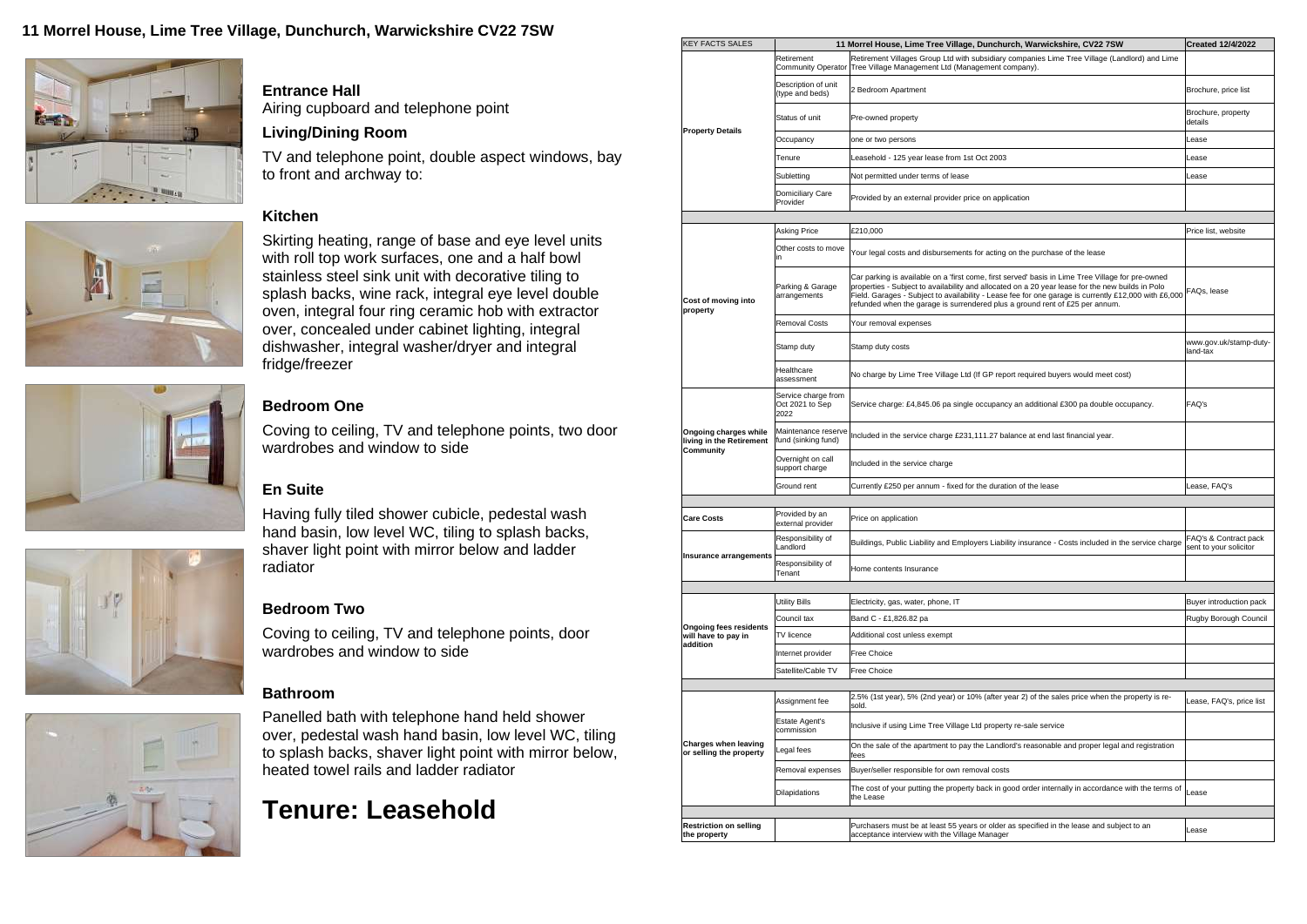## 11 Morrel House, Lime Tree Village, Dunchurch, Warwickshire CV22 7SW

### Entrance Hall

Airing cupboard and telephone point

### Living/Dining Room

TV and telephone point, double aspect windows, bay to front and archway to:

### Kitchen

Skirting heating, range of base and eye level units with roll top work surfaces, one and a half bowl stainless steel sink unit with decorative tiling to splash backs, wine rack, integral eye level double oven, integral four ring ceramic hob with extractor over, concealed under cabinet lighting, integral dishwasher, integral washer/dryer and integral fridge/freezer

### Bedroom One

Coving to ceiling, TV and telephone points, two door wardrobes and window to side

### En Suite

Having fully tiled shower cubicle, pedestal wash hand basin, low level WC, tiling to splash backs, shaver light point with mirror below and ladder radiator

### Bedroom Two

Coving to ceiling, TV and telephone points, door wardrobes and window to side

### Bathroom

Panelled bath with telephone hand held shower over, pedestal wash hand basin, low level WC, tiling to splash backs, shaver light point with mirror below, heated towel rails and ladder radiator

# Tenure: Leasehold

| KEY FACTS SALES | 11 Morrel House, Lime Tree Village, Dunchurch, Warwickshire, CV22 7SW | | Created 12/4/2022 |
|---|---|---|---|
| Property Details | Retirement Community Operator | Retirement Villages Group Ltd with subsidiary companies Lime Tree Village (Landlord) and Lime Tree Village Management Ltd (Management company). | |
| | Description of unit (type and beds) | 2 Bedroom Apartment | Brochure, price list |
| | Status of unit | Pre-owned property | Brochure, property details |
| | Occupancy | one or two persons | Lease |
| | Tenure | Leasehold - 125 year lease from 1st Oct 2003 | Lease |
| | Subletting | Not permitted under terms of lease | Lease |
| | Domiciliary Care Provider | Provided by an external provider price on application | |
| | | | |
| Cost of moving into property | Asking Price | £210,000 | Price list, website |
| | Other costs to move in | Your legal costs and disbursements for acting on the purchase of the lease | |
| | Parking & Garage arrangements | Car parking is available on a 'first come, first served' basis in Lime Tree Village for pre-owned properties - Subject to availability and allocated on a 20 year lease for the new builds in Polo Field. Garages - Subject to availability - Lease fee for one garage is currently £12,000 with £6,000 refunded when the garage is surrendered plus a ground rent of £25 per annum. | FAQs, lease |
| | Removal Costs | Your removal expenses | |
| | Stamp duty | Stamp duty costs | www.gov.uk/stamp-duty-land-tax |
| | Healthcare assessment | No charge by Lime Tree Village Ltd (If GP report required buyers would meet cost) | |
| Ongoing charges while living in the Retirement Community | Service charge from Oct 2021 to Sep 2022 | Service charge: £4,845.06 pa single occupancy an additional £300 pa double occupancy. | FAQ's |
| | Maintenance reserve fund (sinking fund) | Included in the service charge £231,111.27 balance at end last financial year. | |
| | Overnight on call support charge | Included in the service charge | |
| | Ground rent | Currently £250 per annum - fixed for the duration of the lease | Lease, FAQ's |
| | | | |
| Care Costs | Provided by an external provider | Price on application | |
| Insurance arrangements | Responsibility of Landlord | Buildings, Public Liability and Employers Liability insurance - Costs included in the service charge | FAQ's & Contract pack sent to your solicitor |
| | Responsibility of Tenant | Home contents Insurance | |
| | | | |
| Ongoing fees residents will have to pay in addition | Utility Bills | Electricity, gas, water, phone, IT | Buyer introduction pack |
| | Council tax | Band C - £1,826.82 pa | Rugby Borough Council |
| | TV licence | Additional cost unless exempt | |
| | Internet provider | Free Choice | |
| | Satellite/Cable TV | Free Choice | |
| | | | |
| Charges when leaving or selling the property | Assignment fee | 2.5% (1st year), 5% (2nd year) or 10% (after year 2) of the sales price when the property is re-sold. | Lease, FAQ's, price list |
| | Estate Agent's commission | Inclusive if using Lime Tree Village Ltd property re-sale service | |
| | Legal fees | On the sale of the apartment to pay the Landlord's reasonable and proper legal and registration fees | |
| | Removal expenses | Buyer/seller responsible for own removal costs | |
| | Dilapidations | The cost of your putting the property back in good order internally in accordance with the terms of the Lease | Lease |
| | | | |
| Restriction on selling the property | | Purchasers must be at least 55 years or older as specified in the lease and subject to an acceptance interview with the Village Manager | Lease |